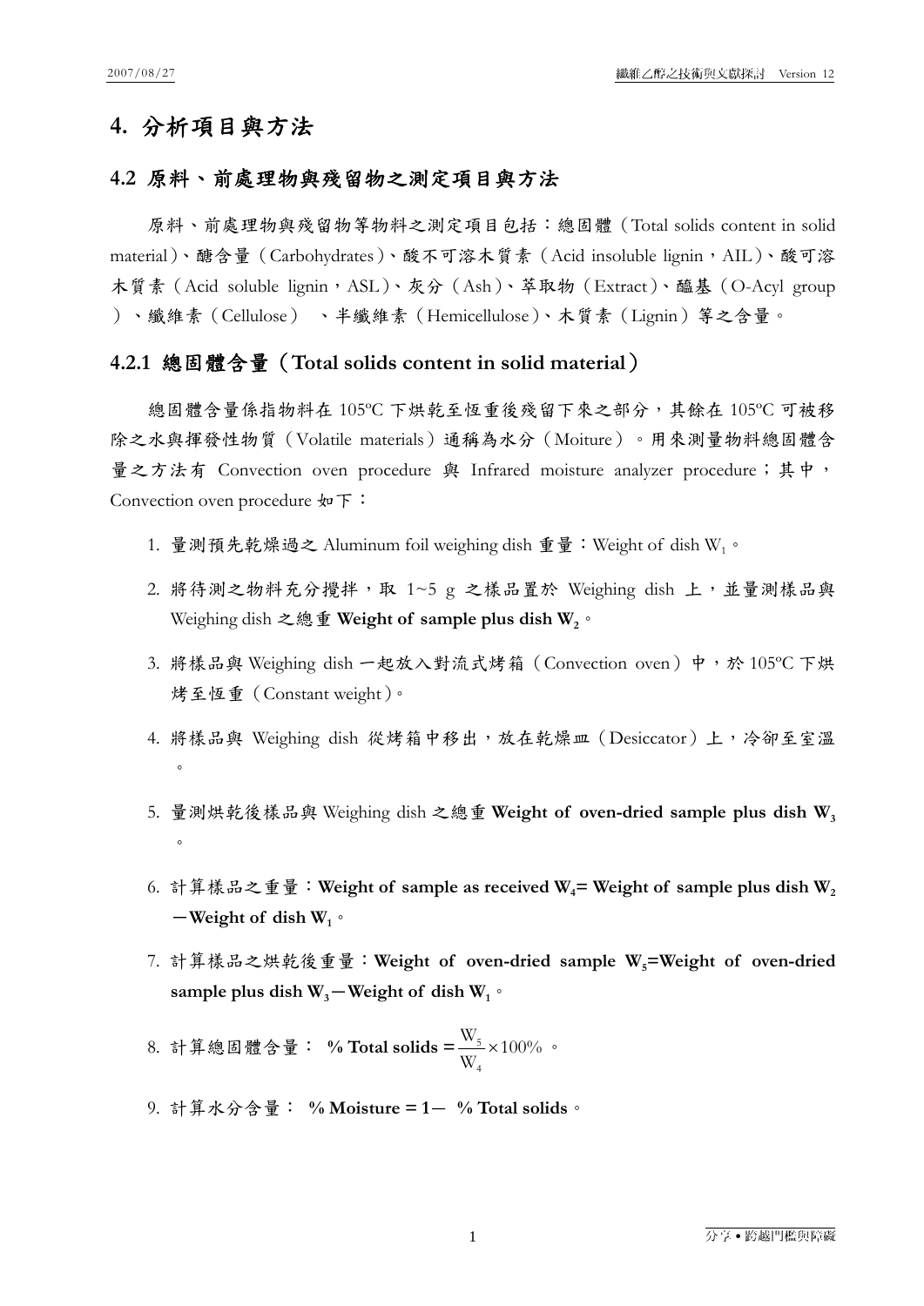# 4. 分析項目與方法

## 4.2 原料、前處理物與殘留物之測定項目與方法

原料、前處理物與殘留物等物料之測定項目包括：總固體（Total solids content in solid material）、醣含量（Carbohydrates）、酸不可溶木質素（Acid insoluble lignin，AIL）、酸可溶木質素（Acid soluble lignin，ASL）、灰分（Ash）、萃取物（Extract）、醯基（O-Acyl group）、纖維素（Cellulose）、半纖維素（Hemicellulose）、木質素（Lignin）等之含量。

### 4.2.1 總固體含量（Total solids content in solid material）

總固體含量係指物料在 105ºC 下烘乾至恆重後殘留下來之部分，其餘在 105ºC 可被移除之水與揮發性物質（Volatile materials）通稱為水分（Moiture）。用來測量物料總固體含量之方法有 Convection oven procedure 與 Infrared moisture analyzer procedure；其中，Convection oven procedure 如下：

1. 量測預先乾燥過之 Aluminum foil weighing dish 重量：Weight of dish $W_1$。
2. 將待測之物料充分攪拌，取 1~5 g 之樣品置於 Weighing dish 上，並量測樣品與 Weighing dish 之總重 **Weight of sample plus dish $W_2$**。
3. 將樣品與 Weighing dish 一起放入對流式烤箱（Convection oven）中，於 105ºC 下烘烤至恆重（Constant weight）。
4. 將樣品與 Weighing dish 從烤箱中移出，放在乾燥皿（Desiccator）上，冷卻至室溫。
5. 量測烘乾後樣品與 Weighing dish 之總重 **Weight of oven-dried sample plus dish $W_3$**。
6. 計算樣品之重量：**Weight of sample as received $W_4$= Weight of sample plus dish $W_2$ －Weight of dish $W_1$**。
7. 計算樣品之烘乾後重量：**Weight of oven-dried sample $W_5$=Weight of oven-dried sample plus dish $W_3$－Weight of dish $W_1$**。
8. 計算總固體含量： **% Total solids =** $\frac{W_5}{W_4} \times 100\%$ 。
9. 計算水分含量： **% Moisture = 1－ % Total solids**。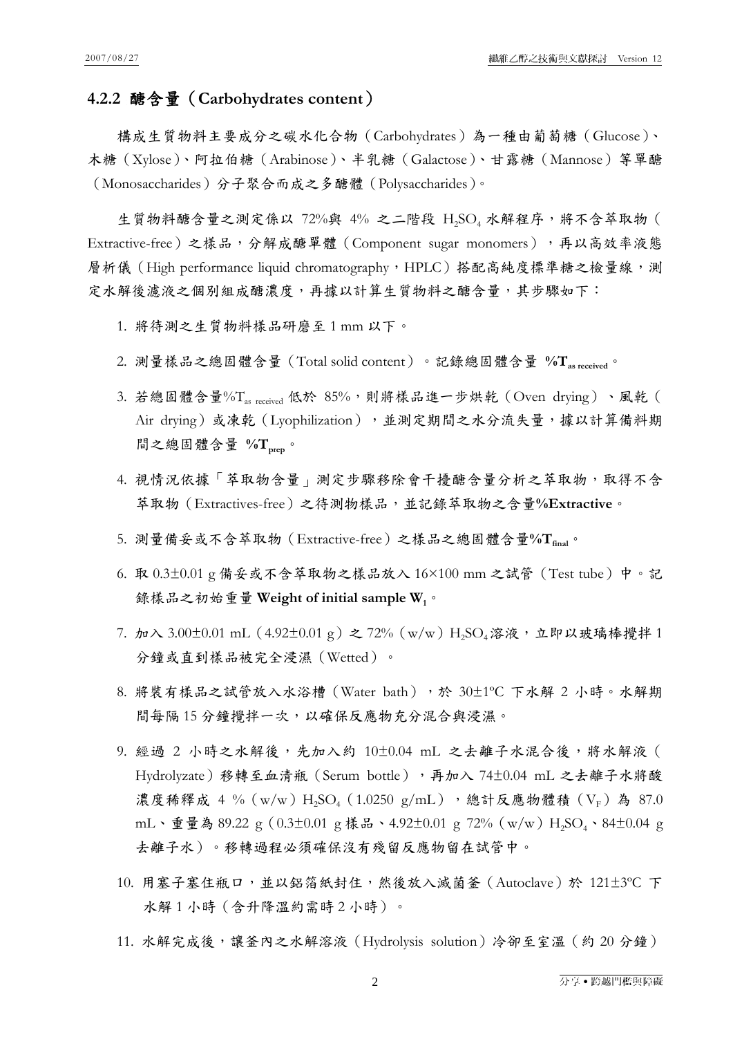### 4.2.2 醣含量（Carbohydrates content）

構成生質物料主要成分之碳水化合物（Carbohydrates）為一種由葡萄糖（Glucose）、木糖（Xylose）、阿拉伯糖（Arabinose）、半乳糖（Galactose）、甘露糖（Mannose）等單醣（Monosaccharides）分子聚合而成之多醣體（Polysaccharides）。

生質物料醣含量之測定係以 72%與 4% 之二階段 $H_2SO_4$ 水解程序，將不含萃取物（Extractive-free）之樣品，分解成醣單體（Component sugar monomers），再以高效率液態層析儀（High performance liquid chromatography，HPLC）搭配高純度標準糖之檢量線，測定水解後濾液之個別組成醣濃度，再據以計算生質物料之醣含量，其步驟如下：

1. 將待測之生質物料樣品研磨至 1 mm 以下。
2. 測量樣品之總固體含量（Total solid content）。記錄總固體含量 **$\%T_{as\ received}$**。
3. 若總固體含量$\%T_{as\ received}$ 低於 85%，則將樣品進一步烘乾（Oven drying）、風乾（Air drying）或凍乾（Lyophilization），並測定期間之水分流失量，據以計算備料期間之總固體含量 **$\%T_{prep}$**。
4. 視情況依據「萃取物含量」測定步驟移除會干擾醣含量分析之萃取物，取得不含萃取物（Extractives-free）之待測物樣品，並記錄萃取物之含量**%Extractive**。
5. 測量備妥或不含萃取物（Extractive-free）之樣品之總固體含量**$\%T_{final}$**。
6. 取 0.3±0.01 g 備妥或不含萃取物之樣品放入 16×100 mm 之試管（Test tube）中。記錄樣品之初始重量 **Weight of initial sample $W_1$**。
7. 加入 3.00±0.01 mL（4.92±0.01 g）之 72%（w/w）$H_2SO_4$溶液，立即以玻璃棒攪拌 1 分鐘或直到樣品被完全浸濕（Wetted）。
8. 將裝有樣品之試管放入水浴槽（Water bath），於 30±1ºC 下水解 2 小時。水解期間每隔 15 分鐘攪拌一次，以確保反應物充分混合與浸濕。
9. 經過 2 小時之水解後，先加入約 10±0.04 mL 之去離子水混合後，將水解液（Hydrolyzate）移轉至血清瓶（Serum bottle），再加入 74±0.04 mL 之去離子水將酸濃度稀釋成 4 %（w/w）$H_2SO_4$（1.0250 g/mL），總計反應物體積（$V_F$）為 87.0 mL、重量為 89.22 g（0.3±0.01 g 樣品、4.92±0.01 g 72%（w/w）$H_2SO_4$、84±0.04 g 去離子水）。移轉過程必須確保沒有殘留反應物留在試管中。
10. 用塞子塞住瓶口，並以鋁箔紙封住，然後放入滅菌釜（Autoclave）於 121±3ºC 下水解 1 小時（含升降溫約需時 2 小時）。
11. 水解完成後，讓釜內之水解溶液（Hydrolysis solution）冷卻至室溫（約 20 分鐘）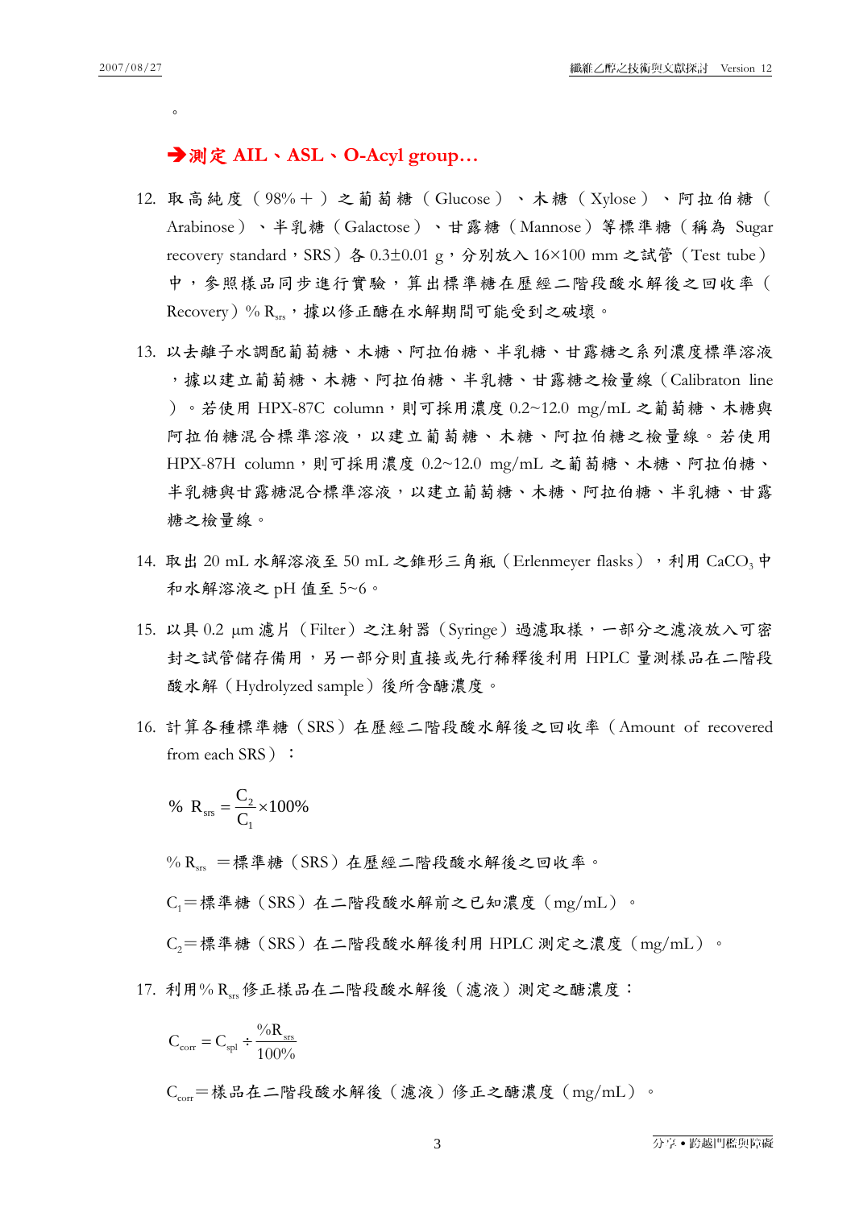。

**➔測定 AIL、ASL、O-Acyl group…**

12. 取高純度（98%＋）之葡萄糖（Glucose）、木糖（Xylose）、阿拉伯糖（Arabinose）、半乳糖（Galactose）、甘露糖（Mannose）等標準糖（稱為 Sugar recovery standard，SRS）各 0.3±0.01 g，分別放入 16×100 mm 之試管（Test tube）中，參照樣品同步進行實驗，算出標準糖在歷經二階段酸水解後之回收率（Recovery）% $R_{srs}$，據以修正醣在水解期間可能受到之破壞。

13. 以去離子水調配葡萄糖、木糖、阿拉伯糖、半乳糖、甘露糖之系列濃度標準溶液，據以建立葡萄糖、木糖、阿拉伯糖、半乳糖、甘露糖之檢量線（Calibraton line）。若使用 HPX-87C column，則可採用濃度 0.2~12.0 mg/mL 之葡萄糖、木糖與阿拉伯糖混合標準溶液，以建立葡萄糖、木糖、阿拉伯糖之檢量線。若使用 HPX-87H column，則可採用濃度 0.2~12.0 mg/mL 之葡萄糖、木糖、阿拉伯糖、半乳糖與甘露糖混合標準溶液，以建立葡萄糖、木糖、阿拉伯糖、半乳糖、甘露糖之檢量線。

14. 取出 20 mL 水解溶液至 50 mL 之錐形三角瓶（Erlenmeyer flasks），利用 $CaCO_3$ 中和水解溶液之 pH 值至 5~6。

15. 以具 0.2 μm 濾片（Filter）之注射器（Syringe）過濾取樣，一部分之濾液放入可密封之試管儲存備用，另一部分則直接或先行稀釋後利用 HPLC 量測樣品在二階段酸水解（Hydrolyzed sample）後所含醣濃度。

16. 計算各種標準糖（SRS）在歷經二階段酸水解後之回收率（Amount of recovered from each SRS）：

$$\%\ R_{srs} = \frac{C_2}{C_1} \times 100\%$$

% $R_{srs}$ ＝標準糖（SRS）在歷經二階段酸水解後之回收率。

$C_1$＝標準糖（SRS）在二階段酸水解前之已知濃度（mg/mL）。

$C_2$＝標準糖（SRS）在二階段酸水解後利用 HPLC 測定之濃度（mg/mL）。

17. 利用% $R_{srs}$ 修正樣品在二階段酸水解後（濾液）測定之醣濃度：

$$C_{corr} = C_{spl} \div \frac{\%R_{srs}}{100\%}$$

$C_{corr}$＝樣品在二階段酸水解後（濾液）修正之醣濃度（mg/mL）。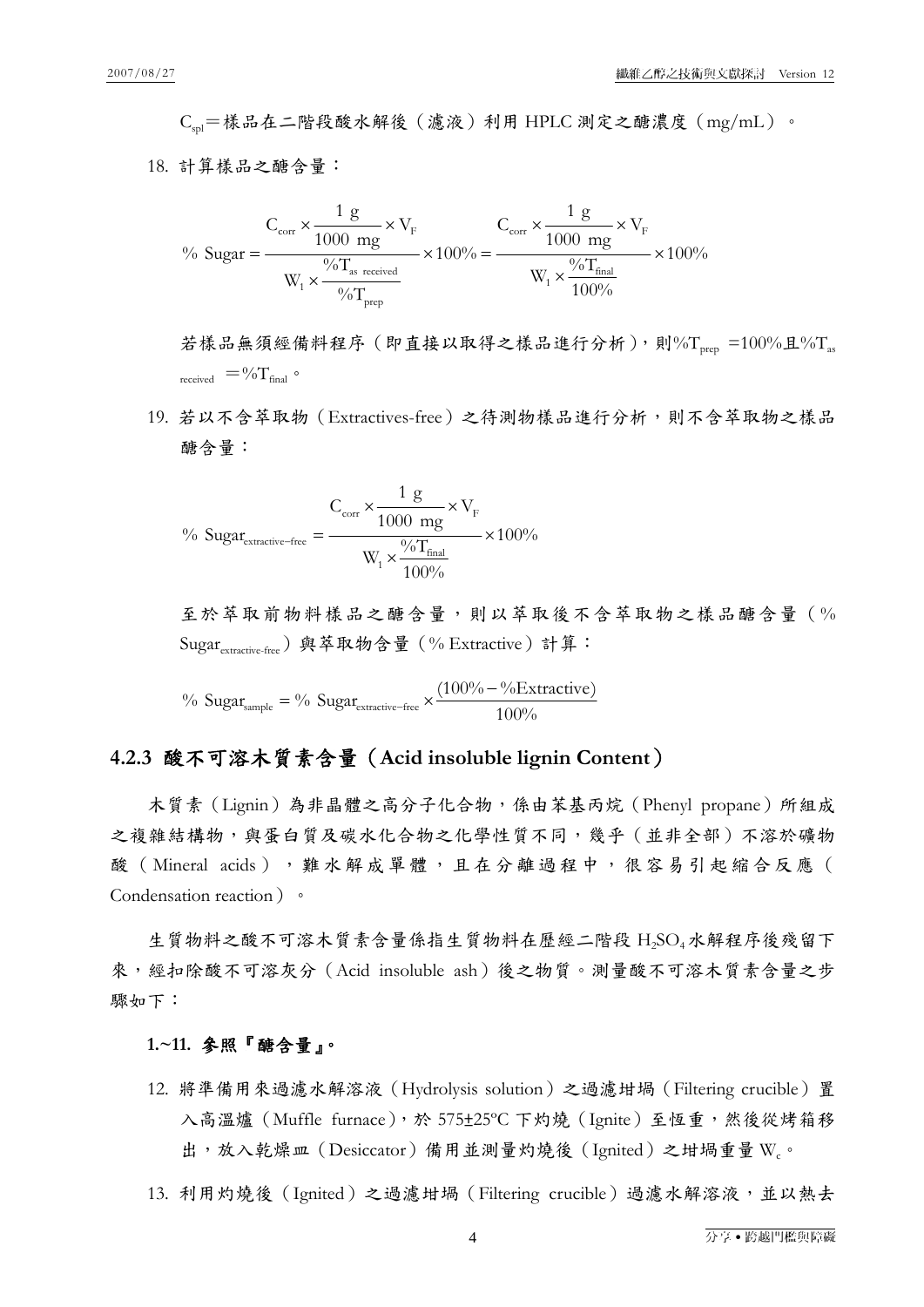$C_{spl}$＝樣品在二階段酸水解後（濾液）利用 HPLC 測定之醣濃度（mg/mL）。

18. 計算樣品之醣含量：

$$\% \text{ Sugar} = \frac{C_{corr} \times \dfrac{1 \text{ g}}{1000 \text{ mg}} \times V_F}{W_1 \times \dfrac{\%T_{as\ received}}{\%T_{prep}}} \times 100\% = \frac{C_{corr} \times \dfrac{1 \text{ g}}{1000 \text{ mg}} \times V_F}{W_1 \times \dfrac{\%T_{final}}{100\%}} \times 100\%$$

若樣品無須經備料程序（即直接以取得之樣品進行分析），則$\%T_{prep}$ =100%且$\%T_{as\ received}$ ＝$\%T_{final}$。

19. 若以不含萃取物（Extractives-free）之待測物樣品進行分析，則不含萃取物之樣品醣含量：

$$\% \text{ Sugar}_{extractive-free} = \frac{C_{corr} \times \dfrac{1 \text{ g}}{1000 \text{ mg}} \times V_F}{W_1 \times \dfrac{\%T_{final}}{100\%}} \times 100\%$$

至於萃取前物料樣品之醣含量，則以萃取後不含萃取物之樣品醣含量（$\%\ Sugar_{extractive-free}$）與萃取物含量（% Extractive）計算：

$$\% \text{ Sugar}_{sample} = \% \text{ Sugar}_{extractive-free} \times \frac{(100\% - \%\text{Extractive})}{100\%}$$

### 4.2.3 酸不可溶木質素含量（Acid insoluble lignin Content）

木質素（Lignin）為非晶體之高分子化合物，係由苯基丙烷（Phenyl propane）所組成之複雜結構物，與蛋白質及碳水化合物之化學性質不同，幾乎（並非全部）不溶於礦物酸（Mineral acids），難水解成單體，且在分離過程中，很容易引起縮合反應（Condensation reaction）。

生質物料之酸不可溶木質素含量係指生質物料在歷經二階段 $H_2SO_4$ 水解程序後殘留下來，經扣除酸不可溶灰分（Acid insoluble ash）後之物質。測量酸不可溶木質素含量之步驟如下：

**1.~11. 參照『醣含量』。**

12. 將準備用來過濾水解溶液（Hydrolysis solution）之過濾坩堝（Filtering crucible）置入高溫爐（Muffle furnace），於 575±25°C 下灼燒（Ignite）至恆重，然後從烤箱移出，放入乾燥皿（Desiccator）備用並測量灼燒後（Ignited）之坩堝重量 $W_c$。

13. 利用灼燒後（Ignited）之過濾坩堝（Filtering crucible）過濾水解溶液，並以熱去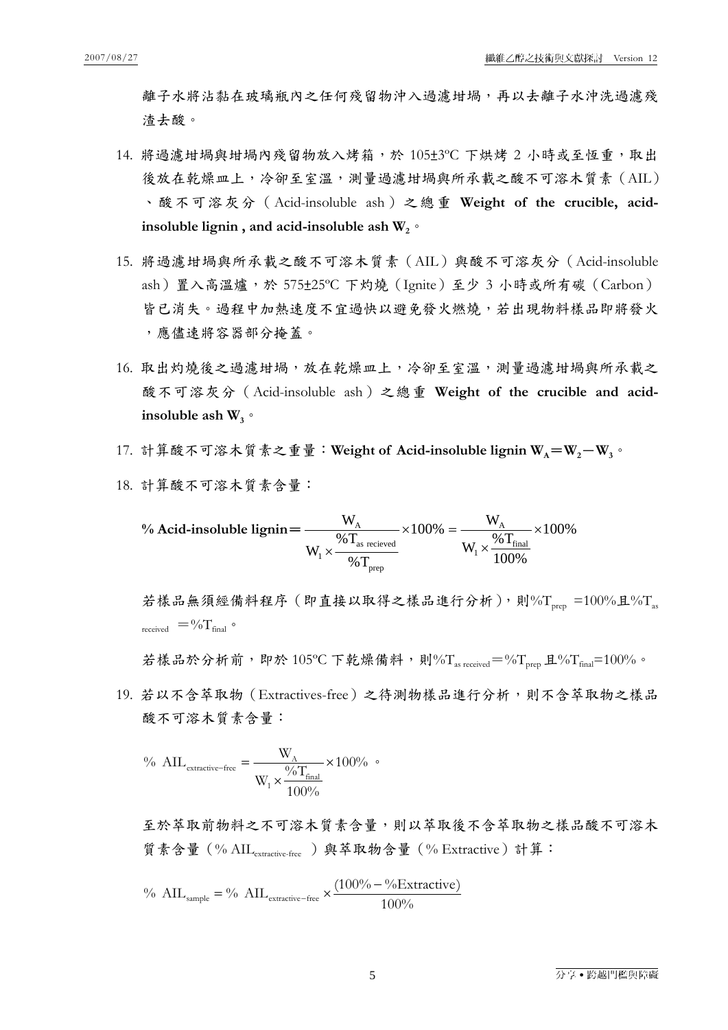離子水將沾黏在玻璃瓶內之任何殘留物沖入過濾坩堝，再以去離子水沖洗過濾殘渣去酸。

14. 將過濾坩堝與坩堝內殘留物放入烤箱，於 105±3ºC 下烘烤 2 小時或至恆重，取出後放在乾燥皿上，冷卻至室溫，測量過濾坩堝與所承載之酸不可溶木質素（AIL）、酸不可溶灰分（Acid-insoluble ash）之總重 **Weight of the crucible, acid-insoluble lignin , and acid-insoluble ash $W_2$**。

15. 將過濾坩堝與所承載之酸不可溶木質素（AIL）與酸不可溶灰分（Acid-insoluble ash）置入高溫爐，於 575±25ºC 下灼燒（Ignite）至少 3 小時或所有碳（Carbon）皆已消失。過程中加熱速度不宜過快以避免發火燃燒，若出現物料樣品即將發火，應儘速將容器部分掩蓋。

16. 取出灼燒後之過濾坩堝，放在乾燥皿上，冷卻至室溫，測量過濾坩堝與所承載之酸不可溶灰分（Acid-insoluble ash）之總重 **Weight of the crucible and acid-insoluble ash $W_3$**。

17. 計算酸不可溶木質素之重量：**Weight of Acid-insoluble lignin $W_A = W_2 - W_3$**。

18. 計算酸不可溶木質素含量：

$$\textbf{\% Acid-insoluble lignin} = \frac{W_A}{W_1 \times \dfrac{\%T_{\text{as recieved}}}{\%T_{\text{prep}}}} \times 100\% = \frac{W_A}{W_1 \times \dfrac{\%T_{\text{final}}}{100\%}} \times 100\%$$

若樣品無須經備料程序（即直接以取得之樣品進行分析），則$\%T_{\text{prep}} = 100\%$且$\%T_{\text{as received}} = \%T_{\text{final}}$。

若樣品於分析前，即於 105ºC 下乾燥備料，則$\%T_{\text{as received}} = \%T_{\text{prep}}$且$\%T_{\text{final}} = 100\%$。

19. 若以不含萃取物（Extractives-free）之待測物樣品進行分析，則不含萃取物之樣品酸不可溶木質素含量：

$$\%\ AIL_{\text{extractive-free}} = \frac{W_A}{W_1 \times \dfrac{\%T_{\text{final}}}{100\%}} \times 100\%\ 。$$

至於萃取前物料之不可溶木質素含量，則以萃取後不含萃取物之樣品酸不可溶木質素含量（$\%\ AIL_{\text{extractive-free}}$）與萃取物含量（% Extractive）計算：

$$\%\ AIL_{\text{sample}} = \%\ AIL_{\text{extractive-free}} \times \frac{(100\% - \%\text{Extractive})}{100\%}$$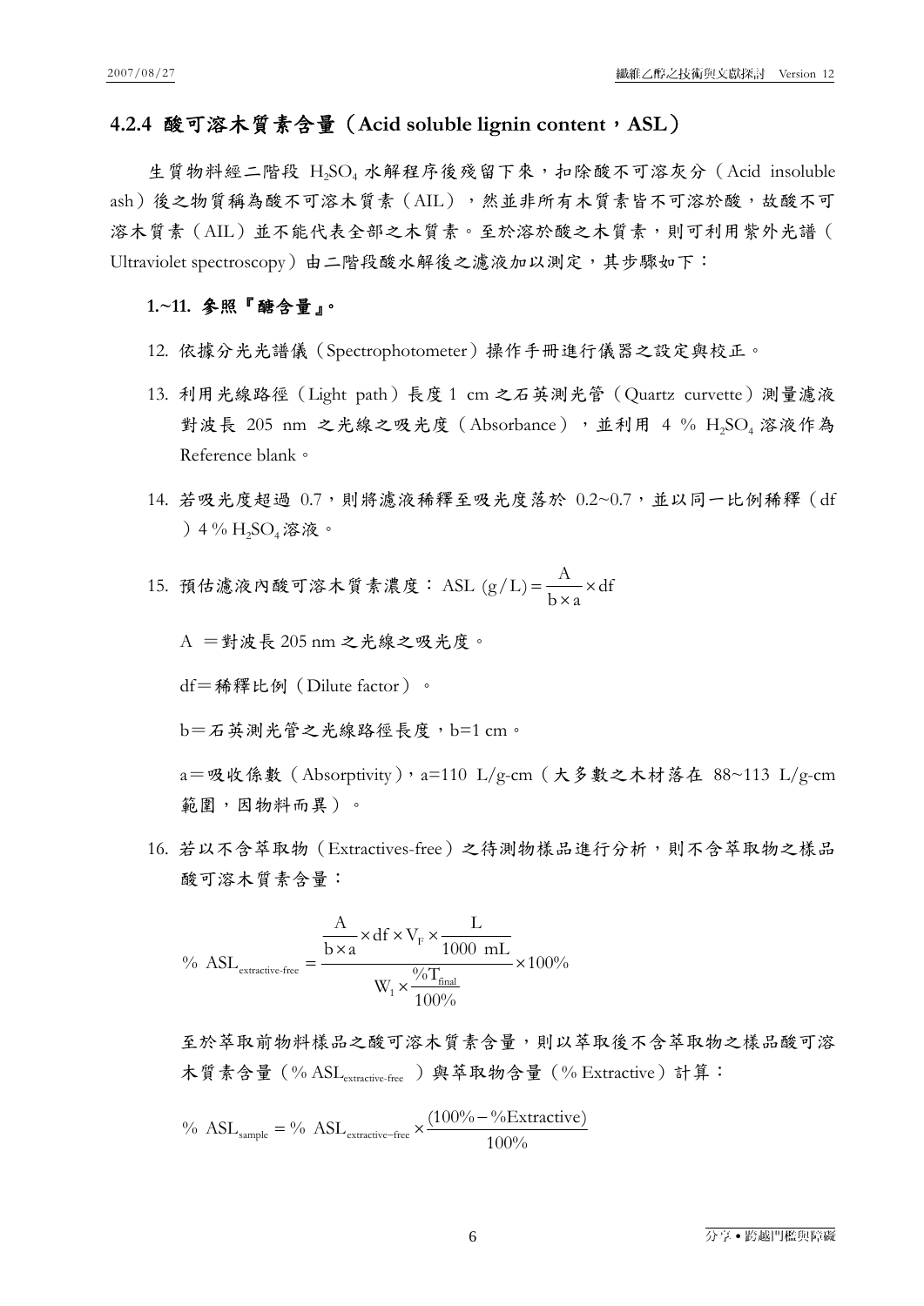### 4.2.4 酸可溶木質素含量（Acid soluble lignin content，ASL）

生質物料經二階段 $H_2SO_4$ 水解程序後殘留下來，扣除酸不可溶灰分（Acid insoluble ash）後之物質稱為酸不可溶木質素（AIL），然並非所有木質素皆不可溶於酸，故酸不可溶木質素（AIL）並不能代表全部之木質素。至於溶於酸之木質素，則可利用紫外光譜（Ultraviolet spectroscopy）由二階段酸水解後之濾液加以測定，其步驟如下：

**1.~11. 參照『醣含量』。**

12. 依據分光光譜儀（Spectrophotometer）操作手冊進行儀器之設定與校正。

13. 利用光線路徑（Light path）長度 1 cm 之石英測光管（Quartz curvette）測量濾液對波長 205 nm 之光線之吸光度（Absorbance），並利用 4 % $H_2SO_4$ 溶液作為 Reference blank。

14. 若吸光度超過 0.7，則將濾液稀釋至吸光度落於 0.2~0.7，並以同一比例稀釋（df）4 % $H_2SO_4$ 溶液。

15. 預估濾液內酸可溶木質素濃度：$\text{ASL (g/L)} = \frac{A}{b \times a} \times df$

    A ＝對波長 205 nm 之光線之吸光度。

    df＝稀釋比例（Dilute factor）。

    b＝石英測光管之光線路徑長度，b=1 cm。

    a＝吸收係數（Absorptivity），a=110 L/g-cm（大多數之木材落在 88~113 L/g-cm 範圍，因物料而異）。

16. 若以不含萃取物（Extractives-free）之待測物樣品進行分析，則不含萃取物之樣品酸可溶木質素含量：

$$\%\ \text{ASL}_{\text{extractive-free}} = \frac{\frac{A}{b \times a} \times df \times V_F \times \frac{L}{1000\ \text{mL}}}{W_1 \times \frac{\%T_{\text{final}}}{100\%}} \times 100\%$$

至於萃取前物料樣品之酸可溶木質素含量，則以萃取後不含萃取物之樣品酸可溶木質素含量（$\%\ \text{ASL}_{\text{extractive-free}}$）與萃取物含量（% Extractive）計算：

$$\%\ \text{ASL}_{\text{sample}} = \%\ \text{ASL}_{\text{extractive-free}} \times \frac{(100\% - \%\text{Extractive})}{100\%}$$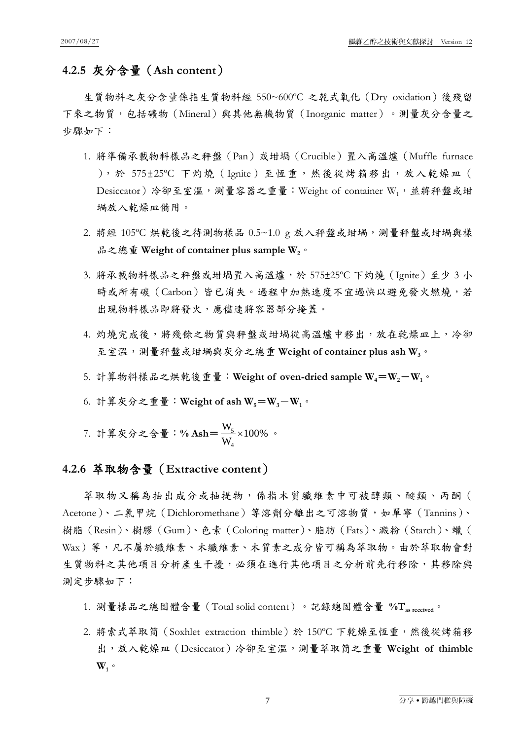### 4.2.5 灰分含量（Ash content）

生質物料之灰分含量係指生質物料經 550~600ºC 之乾式氧化（Dry oxidation）後殘留下來之物質，包括礦物（Mineral）與其他無機物質（Inorganic matter）。測量灰分含量之步驟如下：

1. 將準備承載物料樣品之秤盤（Pan）或坩堝（Crucible）置入高溫爐（Muffle furnace），於 575±25ºC 下灼燒（Ignite）至恆重，然後從烤箱移出，放入乾燥皿（Desiccator）冷卻至室溫，測量容器之重量：Weight of container $W_1$，並將秤盤或坩堝放入乾燥皿備用。
2. 將經 105ºC 烘乾後之待測物樣品 0.5~1.0 g 放入秤盤或坩堝，測量秤盤或坩堝與樣品之總重 **Weight of container plus sample $W_2$**。
3. 將承載物料樣品之秤盤或坩堝置入高溫爐，於 575±25ºC 下灼燒（Ignite）至少 3 小時或所有碳（Carbon）皆已消失。過程中加熱速度不宜過快以避免發火燃燒，若出現物料樣品即將發火，應儘速將容器部分掩蓋。
4. 灼燒完成後，將殘餘之物質與秤盤或坩堝從高溫爐中移出，放在乾燥皿上，冷卻至室溫，測量秤盤或坩堝與灰分之總重 **Weight of container plus ash $W_3$**。
5. 計算物料樣品之烘乾後重量：**Weight of oven-dried sample $W_4 = W_2 - W_1$**。
6. 計算灰分之重量：**Weight of ash $W_5 = W_3 - W_1$**。
7. 計算灰分之含量：**% Ash** $= \dfrac{W_5}{W_4} \times 100\%$ 。

### 4.2.6 萃取物含量（Extractive content）

萃取物又稱為抽出成分或抽提物，係指木質纖維素中可被醇類、醚類、丙酮（Acetone）、二氯甲烷（Dichloromethane）等溶劑分離出之可溶物質，如單寧（Tannins）、樹脂（Resin）、樹膠（Gum）、色素（Coloring matter）、脂肪（Fats）、澱粉（Starch）、蠟（Wax）等，凡不屬於纖維素、木纖維素、木質素之成分皆可稱為萃取物。由於萃取物會對生質物料之其他項目分析產生干擾，必須在進行其他項目之分析前先行移除，其移除與測定步驟如下：

1. 測量樣品之總固體含量（Total solid content）。記錄總固體含量 **$\%T_{\text{as received}}$**。
2. 將索式萃取筒（Soxhlet extraction thimble）於 150ºC 下乾燥至恆重，然後從烤箱移出，放入乾燥皿（Desiccator）冷卻至室溫，測量萃取筒之重量 **Weight of thimble $W_1$**。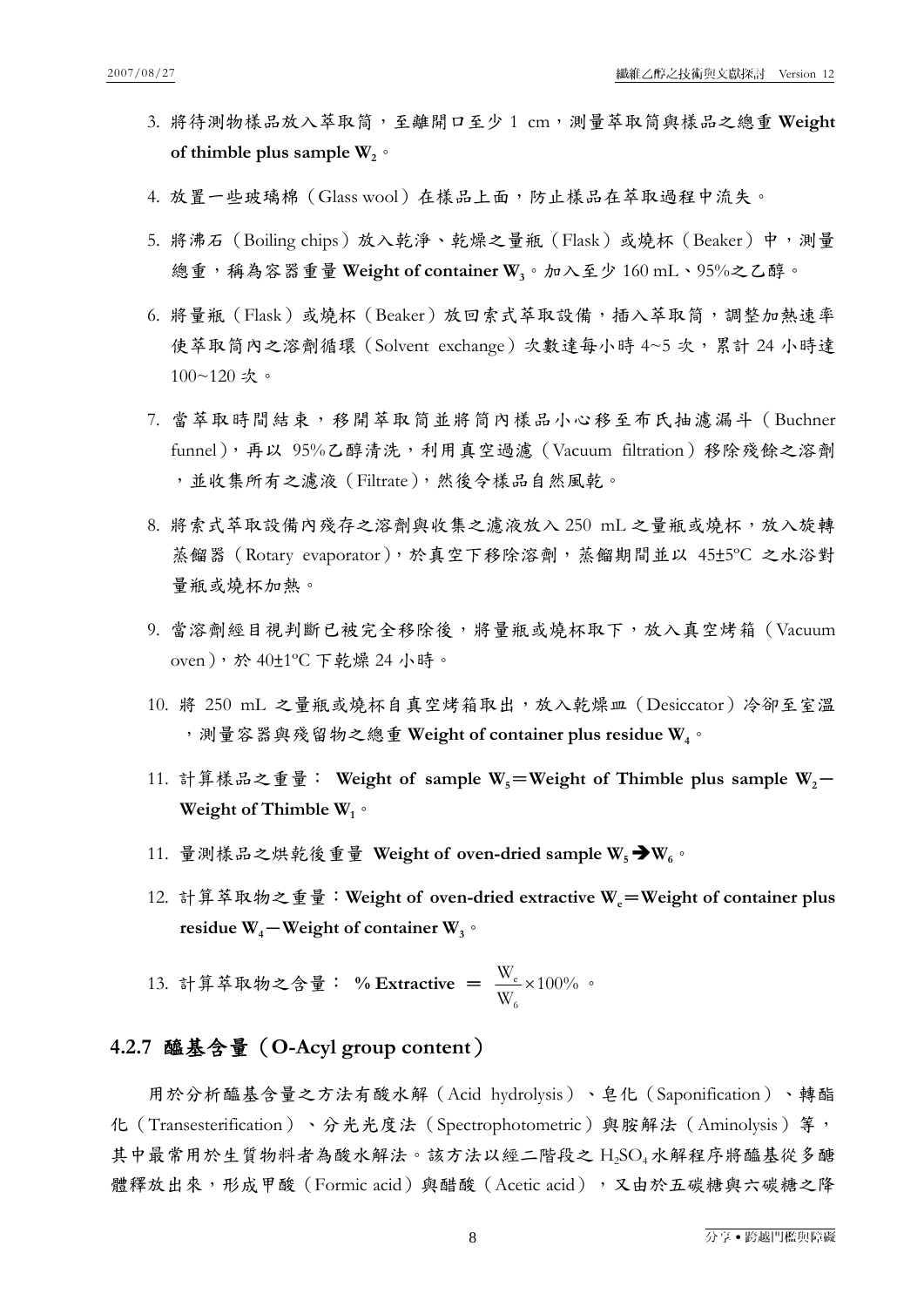3. 將待測物樣品放入萃取筒，至離開口至少 1 cm，測量萃取筒與樣品之總重 **Weight of thimble plus sample $W_2$**。

4. 放置一些玻璃棉（Glass wool）在樣品上面，防止樣品在萃取過程中流失。

5. 將沸石（Boiling chips）放入乾淨、乾燥之量瓶（Flask）或燒杯（Beaker）中，測量總重，稱為容器重量 **Weight of container $W_3$**。加入至少 160 mL、95%之乙醇。

6. 將量瓶（Flask）或燒杯（Beaker）放回索式萃取設備，插入萃取筒，調整加熱速率使萃取筒內之溶劑循環（Solvent exchange）次數達每小時 4~5 次，累計 24 小時達 100~120 次。

7. 當萃取時間結束，移開萃取筒並將筒內樣品小心移至布氏抽濾漏斗（Buchner funnel），再以 95%乙醇清洗，利用真空過濾（Vacuum filtration）移除殘餘之溶劑，並收集所有之濾液（Filtrate），然後令樣品自然風乾。

8. 將索式萃取設備內殘存之溶劑與收集之濾液放入 250 mL 之量瓶或燒杯，放入旋轉蒸餾器（Rotary evaporator），於真空下移除溶劑，蒸餾期間並以 45±5ºC 之水浴對量瓶或燒杯加熱。

9. 當溶劑經目視判斷已被完全移除後，將量瓶或燒杯取下，放入真空烤箱（Vacuum oven），於 40±1ºC 下乾燥 24 小時。

10. 將 250 mL 之量瓶或燒杯自真空烤箱取出，放入乾燥皿（Desiccator）冷卻至室溫，測量容器與殘留物之總重 **Weight of container plus residue $W_4$**。

11. 計算樣品之重量： **Weight of sample $W_5$＝Weight of Thimble plus sample $W_2$－Weight of Thimble $W_1$**。

11. 量測樣品之烘乾後重量 **Weight of oven-dried sample $W_5 \rightarrow W_6$**。

12. 計算萃取物之重量：**Weight of oven-dried extractive $W_e$＝Weight of container plus residue $W_4$－Weight of container $W_3$**。

13. 計算萃取物之含量： **% Extractive** ＝ $\frac{W_e}{W_6} \times 100\%$ 。

### 4.2.7 醯基含量（O-Acyl group content）

用於分析醯基含量之方法有酸水解（Acid hydrolysis）、皂化（Saponification）、轉酯化（Transesterification）、分光光度法（Spectrophotometric）與胺解法（Aminolysis）等，其中最常用於生質物料者為酸水解法。該方法以經二階段之 $H_2SO_4$ 水解程序將醯基從多醣體釋放出來，形成甲酸（Formic acid）與醋酸（Acetic acid），又由於五碳糖與六碳糖之降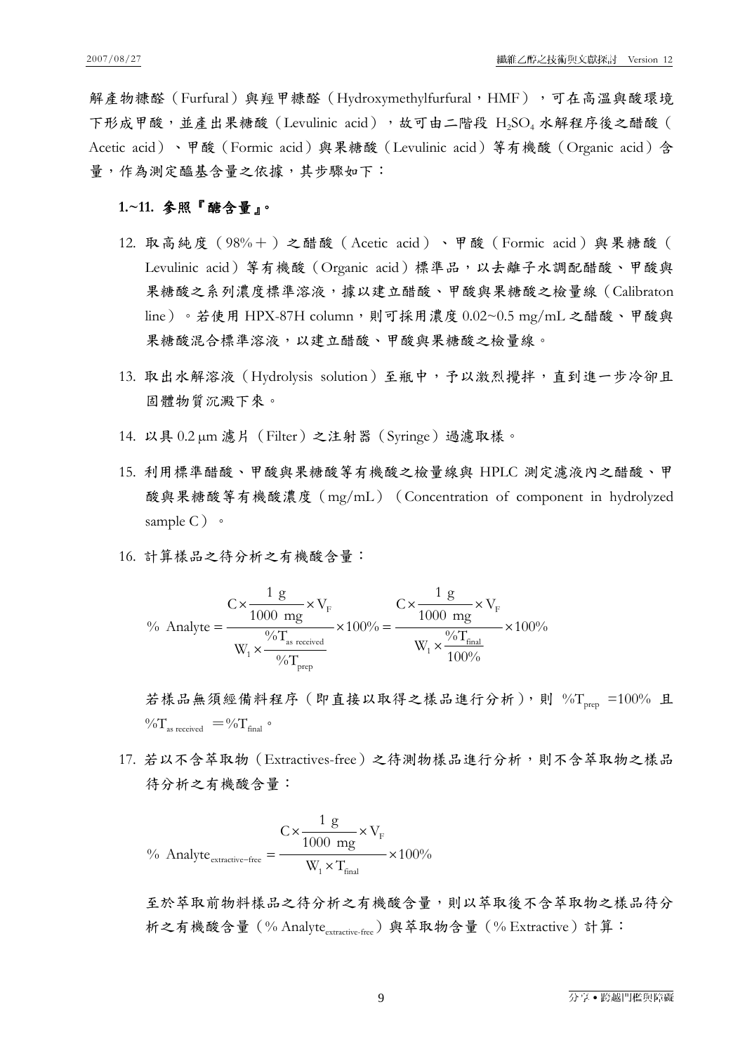解產物糠醛（Furfural）與羥甲糠醛（Hydroxymethylfurfural，HMF），可在高溫與酸環境下形成甲酸，並產出果糖酸（Levulinic acid），故可由二階段 $H_2SO_4$ 水解程序後之醋酸（Acetic acid）、甲酸（Formic acid）與果糖酸（Levulinic acid）等有機酸（Organic acid）含量，作為測定醯基含量之依據，其步驟如下：

**1.~11. 參照『醣含量』。**

12. 取高純度（98%＋）之醋酸（Acetic acid）、甲酸（Formic acid）與果糖酸（Levulinic acid）等有機酸（Organic acid）標準品，以去離子水調配醋酸、甲酸與果糖酸之系列濃度標準溶液，據以建立醋酸、甲酸與果糖酸之檢量線（Calibraton line）。若使用 HPX-87H column，則可採用濃度 0.02~0.5 mg/mL 之醋酸、甲酸與果糖酸混合標準溶液，以建立醋酸、甲酸與果糖酸之檢量線。

13. 取出水解溶液（Hydrolysis solution）至瓶中，予以激烈攪拌，直到進一步冷卻且固體物質沉澱下來。

14. 以具 0.2 μm 濾片（Filter）之注射器（Syringe）過濾取樣。

15. 利用標準醋酸、甲酸與果糖酸等有機酸之檢量線與 HPLC 測定濾液內之醋酸、甲酸與果糖酸等有機酸濃度（mg/mL）（Concentration of component in hydrolyzed sample C）。

16. 計算樣品之待分析之有機酸含量：

$$\%\ \text{Analyte} = \frac{C \times \dfrac{1\ \text{g}}{1000\ \text{mg}} \times V_F}{W_1 \times \dfrac{\%T_{\text{as received}}}{\%T_{\text{prep}}}} \times 100\% = \frac{C \times \dfrac{1\ \text{g}}{1000\ \text{mg}} \times V_F}{W_1 \times \dfrac{\%T_{\text{final}}}{100\%}} \times 100\%$$

若樣品無須經備料程序（即直接以取得之樣品進行分析），則 $\%T_{\text{prep}}=100\%$ 且 $\%T_{\text{as received}}=\%T_{\text{final}}$。

17. 若以不含萃取物（Extractives-free）之待測物樣品進行分析，則不含萃取物之樣品待分析之有機酸含量：

$$\%\ \text{Analyte}_{\text{extractive-free}} = \frac{C \times \dfrac{1\ \text{g}}{1000\ \text{mg}} \times V_F}{W_1 \times T_{\text{final}}} \times 100\%$$

至於萃取前物料樣品之待分析之有機酸含量，則以萃取後不含萃取物之樣品待分析之有機酸含量（$\%\ \text{Analyte}_{\text{extractive-free}}$）與萃取物含量（% Extractive）計算：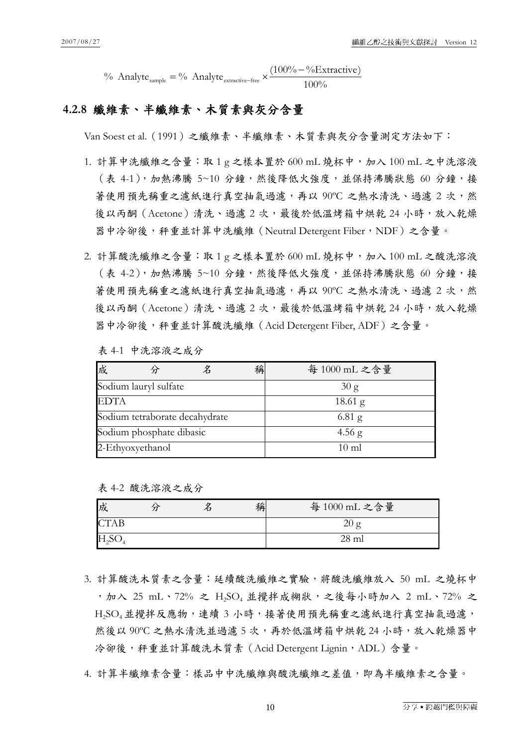$$\% \text{ Analyte}_{\text{sample}} = \% \text{ Analyte}_{\text{extractive-free}} \times \frac{(100\% - \%\text{Extractive})}{100\%}$$

### 4.2.8 纖維素、半纖維素、木質素與灰分含量

Van Soest et al.（1991）之纖維素、半纖維素、木質素與灰分含量測定方法如下：

1. 計算中洗纖維之含量：取 1 g 之樣本置於 600 mL 燒杯中，加入 100 mL 之中洗溶液（表 4-1），加熱沸騰 5~10 分鐘，然後降低火強度，並保持沸騰狀態 60 分鐘，接著使用預先稱重之濾紙進行真空抽氣過濾，再以 90ºC 之熱水清洗、過濾 2 次，然後以丙酮（Acetone）清洗、過濾 2 次，最後於低溫烤箱中烘乾 24 小時，放入乾燥器中冷卻後，秤重並計算中洗纖維（Neutral Detergent Fiber，NDF）之含量。

2. 計算酸洗纖維之含量：取 1 g 之樣本置於 600 mL 燒杯中，加入 100 mL 之酸洗溶液（表 4-2），加熱沸騰 5~10 分鐘，然後降低火強度，並保持沸騰狀態 60 分鐘，接著使用預先稱重之濾紙進行真空抽氣過濾，再以 90ºC 之熱水清洗、過濾 2 次，然後以丙酮（Acetone）清洗、過濾 2 次，最後於低溫烤箱中烘乾 24 小時，放入乾燥器中冷卻後，秤重並計算酸洗纖維（Acid Detergent Fiber, ADF）之含量。

表 4-1 中洗溶液之成分

| 成分名稱 | 每 1000 mL 之含量 |
|---|---|
| Sodium lauryl sulfate | 30 g |
| EDTA | 18.61 g |
| Sodium tetraborate decahydrate | 6.81 g |
| Sodium phosphate dibasic | 4.56 g |
| 2-Ethyoxyethanol | 10 ml |

表 4-2 酸洗溶液之成分

| 成分名稱 | 每 1000 mL 之含量 |
|---|---|
| CTAB | 20 g |
| $H_2SO_4$ | 28 ml |

3. 計算酸洗木質素之含量：延續酸洗纖維之實驗，將酸洗纖維放入 50 mL 之燒杯中，加入 25 mL、72% 之 $H_2SO_4$ 並攪拌成糊狀，之後每小時加入 2 mL、72% 之 $H_2SO_4$ 並攪拌反應物，連續 3 小時，接著使用預先稱重之濾紙進行真空抽氣過濾，然後以 90ºC 之熱水清洗並過濾 5 次，再於低溫烤箱中烘乾 24 小時，放入乾燥器中冷卻後，秤重並計算酸洗木質素（Acid Detergent Lignin，ADL）含量。

4. 計算半纖維素含量：樣品中中洗纖維與酸洗纖維之差值，即為半纖維素之含量。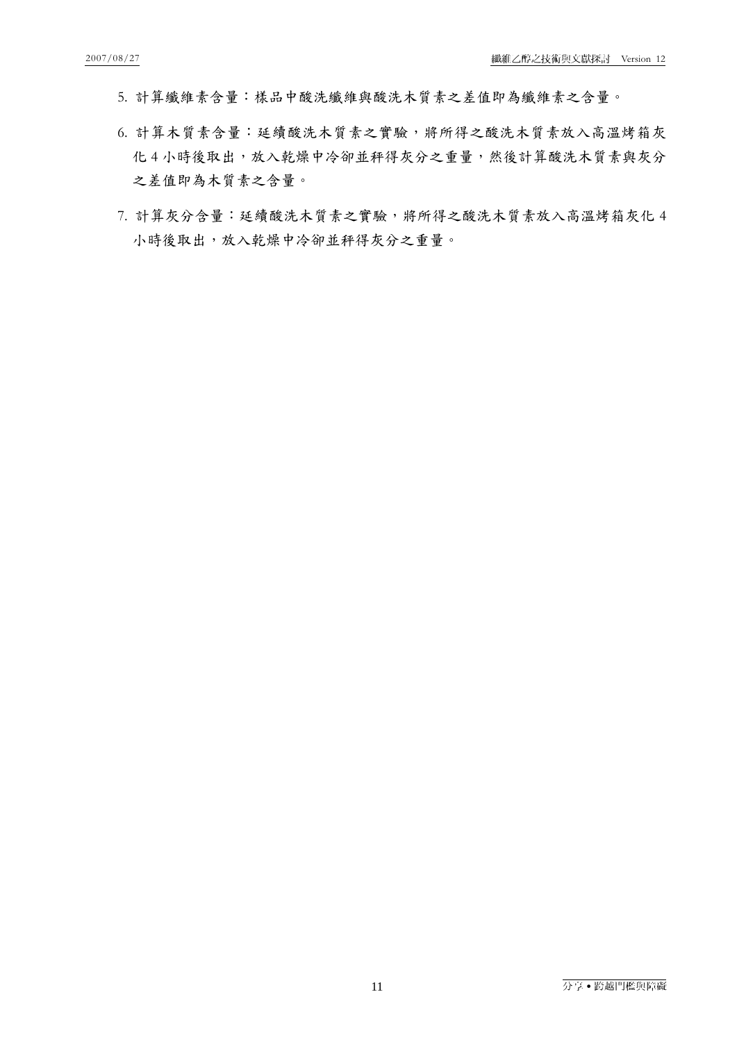5. 計算纖維素含量：樣品中酸洗纖維與酸洗木質素之差值即為纖維素之含量。

6. 計算木質素含量：延續酸洗木質素之實驗，將所得之酸洗木質素放入高溫烤箱灰化 4 小時後取出，放入乾燥中冷卻並秤得灰分之重量，然後計算酸洗木質素與灰分之差值即為木質素之含量。

7. 計算灰分含量：延續酸洗木質素之實驗，將所得之酸洗木質素放入高溫烤箱灰化 4 小時後取出，放入乾燥中冷卻並秤得灰分之重量。